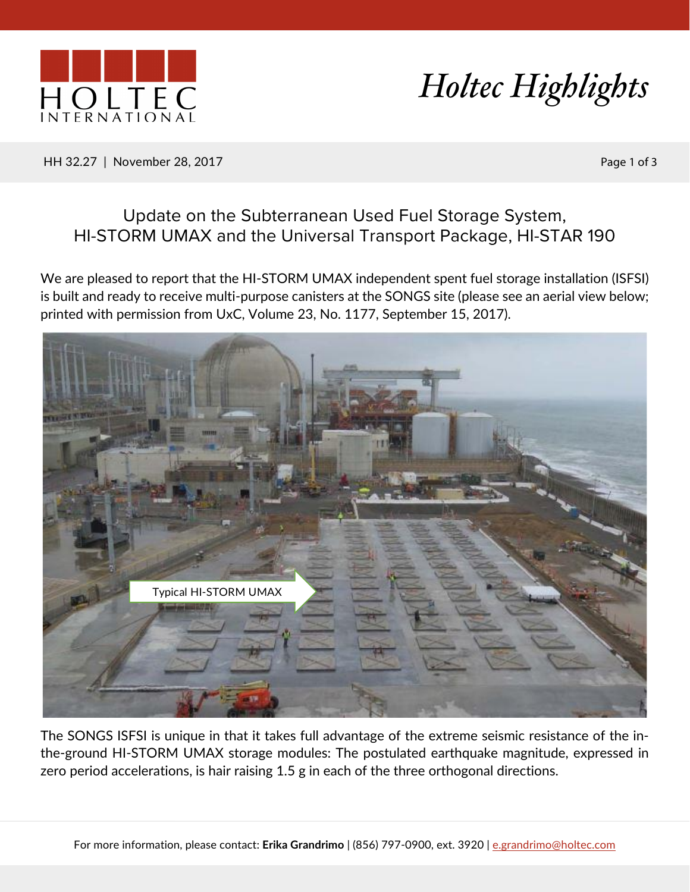# Holtec Highlights

HH 32.27 | November 28, 2017

## Update on the Subterranean Used Fuel Storage System, HI-STORM UMAX and the Universal Transport Package, HI-STAR 190

We are pleased to report that the HI-STORM UMAX independent spent fuel storage installation (ISFSI) is built and ready to receive multi-purpose canisters at the SONGS site (please see an aerial view below; printed with permission from UxC, Volume 23, No. 1177, September 15, 2017).

The SONGS ISFSI is unique in that it takes full advantage of the extreme seismic resistance of the in-the-ground HI-STORM UMAX storage modules: The postulated earthquake magnitude, expressed in zero period accelerations, is hair raising 1.5 g in each of the three orthogonal directions.

For more information, please contact: **Erika Grandrimo** | (856) 797-0900, ext. 3920 | e.grandrimo@holtec.com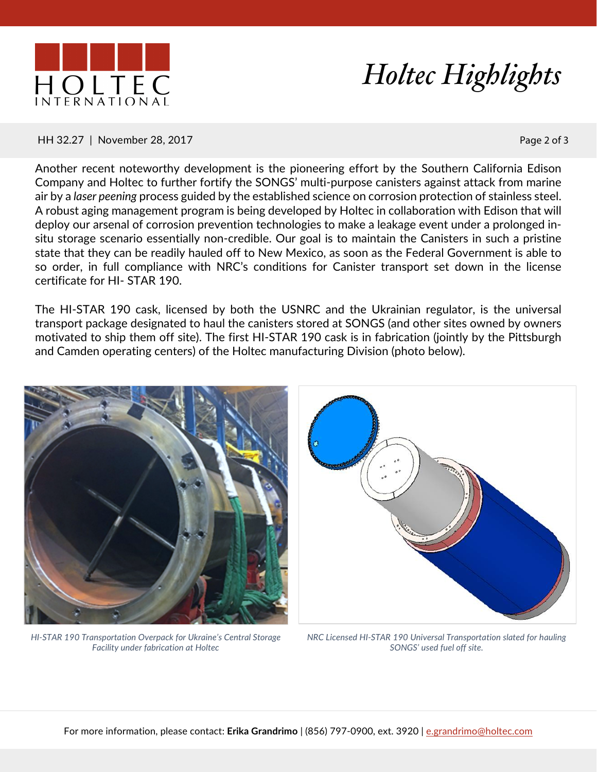Another recent noteworthy development is the pioneering effort by the Southern California Edison Company and Holtec to further fortify the SONGS' multi-purpose canisters against attack from marine air by a *laser peening* process guided by the established science on corrosion protection of stainless steel. A robust aging management program is being developed by Holtec in collaboration with Edison that will deploy our arsenal of corrosion prevention technologies to make a leakage event under a prolonged in-situ storage scenario essentially non-credible. Our goal is to maintain the Canisters in such a pristine state that they can be readily hauled off to New Mexico, as soon as the Federal Government is able to so order, in full compliance with NRC's conditions for Canister transport set down in the license certificate for HI- STAR 190.

The HI-STAR 190 cask, licensed by both the USNRC and the Ukrainian regulator, is the universal transport package designated to haul the canisters stored at SONGS (and other sites owned by owners motivated to ship them off site). The first HI-STAR 190 cask is in fabrication (jointly by the Pittsburgh and Camden operating centers) of the Holtec manufacturing Division (photo below).

*HI-STAR 190 Transportation Overpack for Ukraine's Central Storage Facility under fabrication at Holtec*

*NRC Licensed HI-STAR 190 Universal Transportation slated for hauling SONGS' used fuel off site.*

For more information, please contact: **Erika Grandrimo** | (856) 797-0900, ext. 3920 | e.grandrimo@holtec.com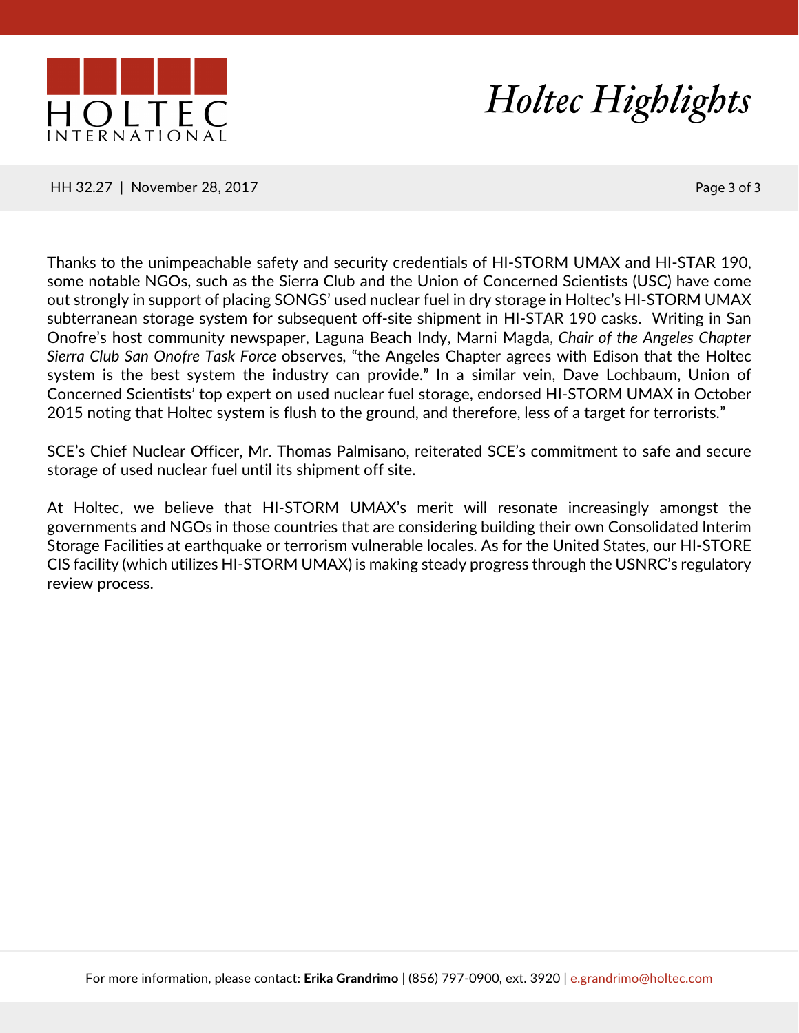Thanks to the unimpeachable safety and security credentials of HI-STORM UMAX and HI-STAR 190, some notable NGOs, such as the Sierra Club and the Union of Concerned Scientists (USC) have come out strongly in support of placing SONGS' used nuclear fuel in dry storage in Holtec's HI-STORM UMAX subterranean storage system for subsequent off-site shipment in HI-STAR 190 casks. Writing in San Onofre's host community newspaper, Laguna Beach Indy, Marni Magda, *Chair of the Angeles Chapter Sierra Club San Onofre Task Force* observes, "the Angeles Chapter agrees with Edison that the Holtec system is the best system the industry can provide." In a similar vein, Dave Lochbaum, Union of Concerned Scientists' top expert on used nuclear fuel storage, endorsed HI-STORM UMAX in October 2015 noting that Holtec system is flush to the ground, and therefore, less of a target for terrorists."

SCE's Chief Nuclear Officer, Mr. Thomas Palmisano, reiterated SCE's commitment to safe and secure storage of used nuclear fuel until its shipment off site.

At Holtec, we believe that HI-STORM UMAX's merit will resonate increasingly amongst the governments and NGOs in those countries that are considering building their own Consolidated Interim Storage Facilities at earthquake or terrorism vulnerable locales. As for the United States, our HI-STORE CIS facility (which utilizes HI-STORM UMAX) is making steady progress through the USNRC's regulatory review process.

For more information, please contact: **Erika Grandrimo** | (856) 797-0900, ext. 3920 | e.grandrimo@holtec.com